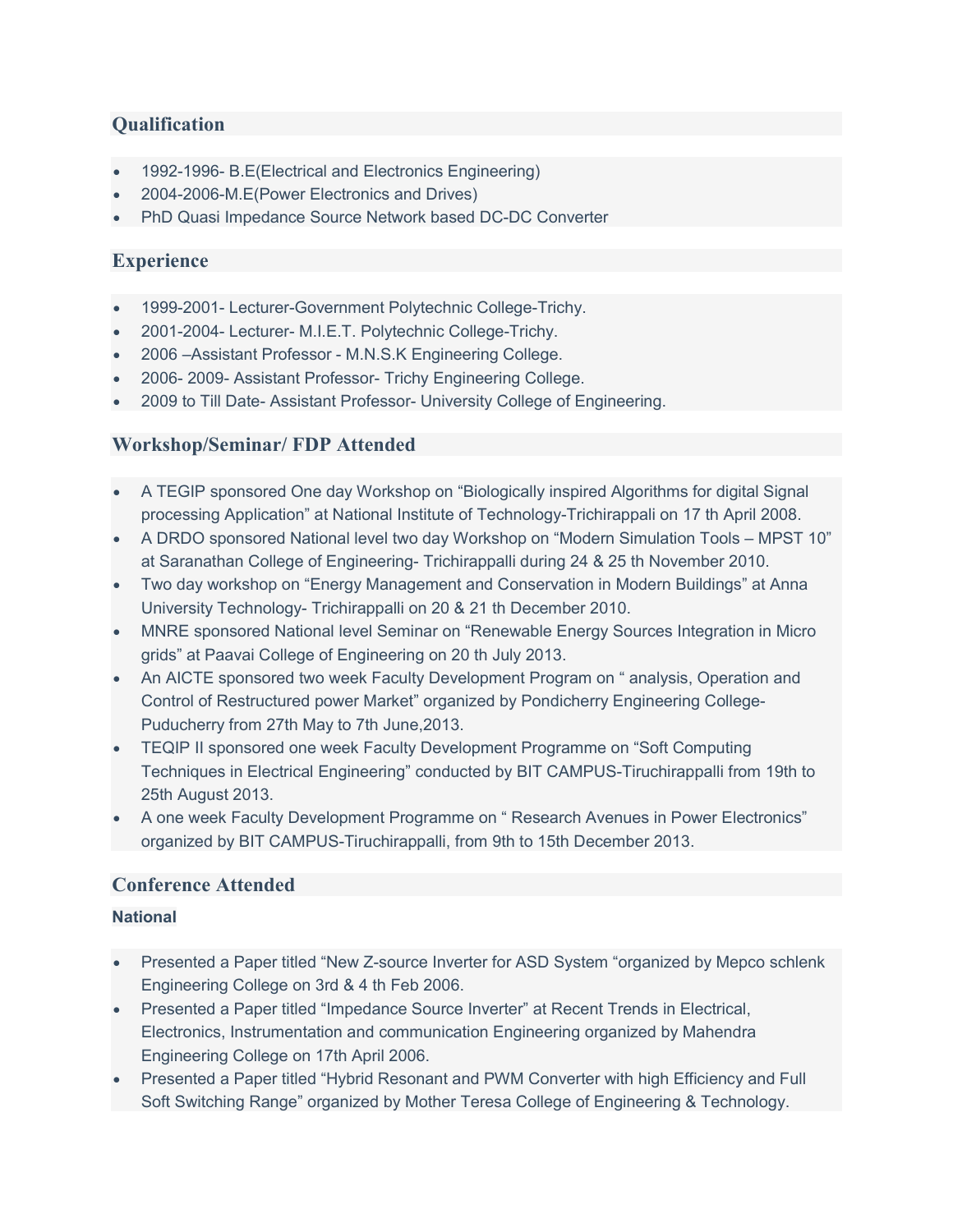## Qualification

- 1992-1996- B.E(Electrical and Electronics Engineering)
- 2004-2006-M.E(Power Electronics and Drives)
- PhD Quasi Impedance Source Network based DC-DC Converter

## Experience

- 1999-2001- Lecturer-Government Polytechnic College-Trichy.
- 2001-2004- Lecturer- M.I.E.T. Polytechnic College-Trichy.
- 2006 –Assistant Professor - M.N.S.K Engineering College.
- 2006- 2009- Assistant Professor- Trichy Engineering College.
- 2009 to Till Date- Assistant Professor- University College of Engineering.

## Workshop/Seminar/ FDP Attended

- A TEGIP sponsored One day Workshop on “Biologically inspired Algorithms for digital Signal processing Application” at National Institute of Technology-Trichirappali on 17 th April 2008.
- A DRDO sponsored National level two day Workshop on “Modern Simulation Tools – MPST 10” at Saranathan College of Engineering- Trichirappalli during 24 & 25 th November 2010.
- Two day workshop on “Energy Management and Conservation in Modern Buildings” at Anna University Technology- Trichirappalli on 20 & 21 th December 2010.
- MNRE sponsored National level Seminar on “Renewable Energy Sources Integration in Micro grids” at Paavai College of Engineering on 20 th July 2013.
- An AICTE sponsored two week Faculty Development Program on “ analysis, Operation and Control of Restructured power Market” organized by Pondicherry Engineering College-Puducherry from 27th May to 7th June,2013.
- TEQIP II sponsored one week Faculty Development Programme on “Soft Computing Techniques in Electrical Engineering” conducted by BIT CAMPUS-Tiruchirappalli from 19th to 25th August 2013.
- A one week Faculty Development Programme on “ Research Avenues in Power Electronics” organized by BIT CAMPUS-Tiruchirappalli, from 9th to 15th December 2013.

## Conference Attended

### National

- Presented a Paper titled “New Z-source Inverter for ASD System “organized by Mepco schlenk Engineering College on 3rd & 4 th Feb 2006.
- Presented a Paper titled “Impedance Source Inverter” at Recent Trends in Electrical, Electronics, Instrumentation and communication Engineering organized by Mahendra Engineering College on 17th April 2006.
- Presented a Paper titled “Hybrid Resonant and PWM Converter with high Efficiency and Full Soft Switching Range” organized by Mother Teresa College of Engineering & Technology.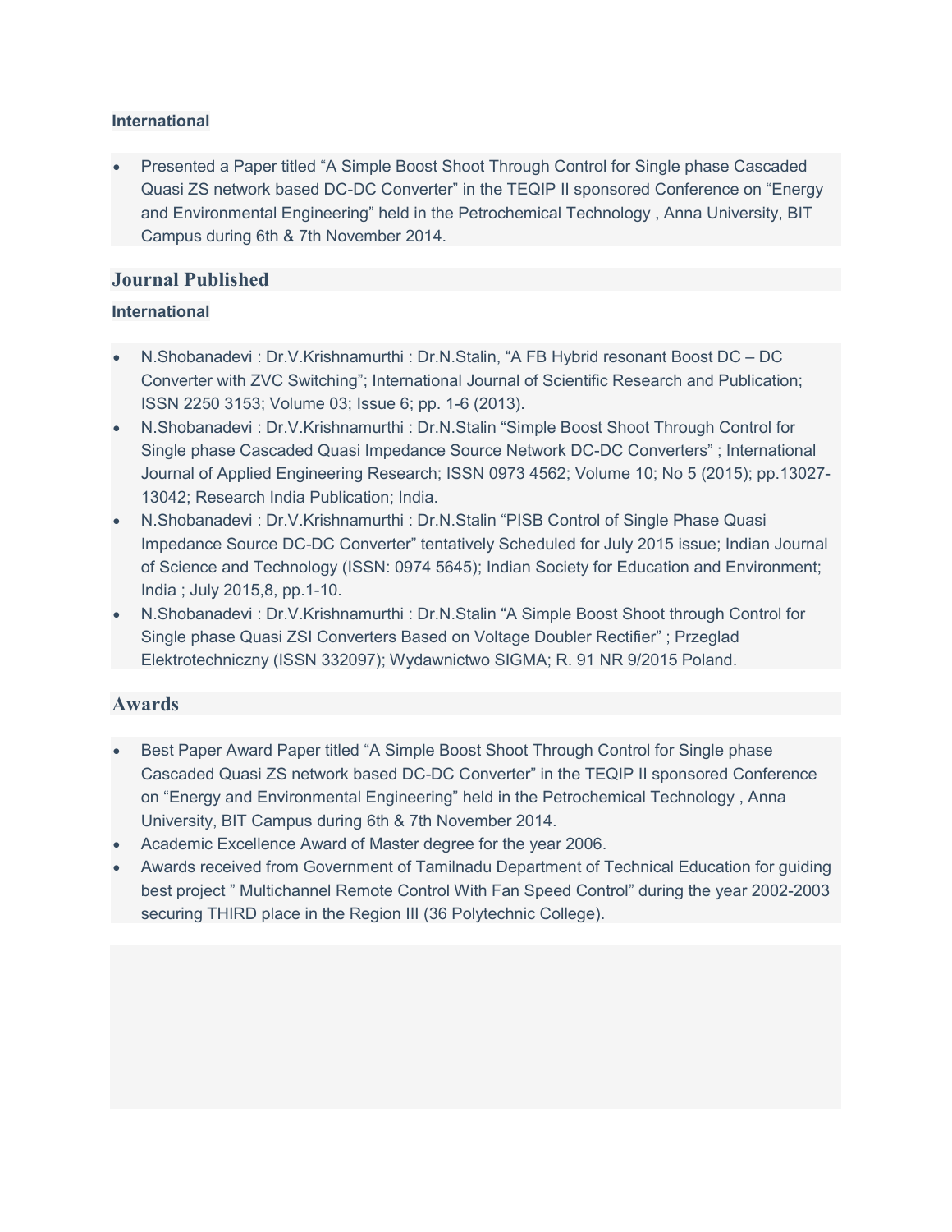**International**

- Presented a Paper titled “A Simple Boost Shoot Through Control for Single phase Cascaded Quasi ZS network based DC-DC Converter” in the TEQIP II sponsored Conference on “Energy and Environmental Engineering” held in the Petrochemical Technology , Anna University, BIT Campus during 6th & 7th November 2014.

## Journal Published

**International**

- N.Shobanadevi : Dr.V.Krishnamurthi : Dr.N.Stalin, “A FB Hybrid resonant Boost DC – DC Converter with ZVC Switching”; International Journal of Scientific Research and Publication; ISSN 2250 3153; Volume 03; Issue 6; pp. 1-6 (2013).
- N.Shobanadevi : Dr.V.Krishnamurthi : Dr.N.Stalin “Simple Boost Shoot Through Control for Single phase Cascaded Quasi Impedance Source Network DC-DC Converters” ; International Journal of Applied Engineering Research; ISSN 0973 4562; Volume 10; No 5 (2015); pp.13027-13042; Research India Publication; India.
- N.Shobanadevi : Dr.V.Krishnamurthi : Dr.N.Stalin “PISB Control of Single Phase Quasi Impedance Source DC-DC Converter” tentatively Scheduled for July 2015 issue; Indian Journal of Science and Technology (ISSN: 0974 5645); Indian Society for Education and Environment; India ; July 2015,8, pp.1-10.
- N.Shobanadevi : Dr.V.Krishnamurthi : Dr.N.Stalin “A Simple Boost Shoot through Control for Single phase Quasi ZSI Converters Based on Voltage Doubler Rectifier” ; Przeglad Elektrotechniczny (ISSN 332097); Wydawnictwo SIGMA; R. 91 NR 9/2015 Poland.

## Awards

- Best Paper Award Paper titled “A Simple Boost Shoot Through Control for Single phase Cascaded Quasi ZS network based DC-DC Converter” in the TEQIP II sponsored Conference on “Energy and Environmental Engineering” held in the Petrochemical Technology , Anna University, BIT Campus during 6th & 7th November 2014.
- Academic Excellence Award of Master degree for the year 2006.
- Awards received from Government of Tamilnadu Department of Technical Education for guiding best project ” Multichannel Remote Control With Fan Speed Control” during the year 2002-2003 securing THIRD place in the Region III (36 Polytechnic College).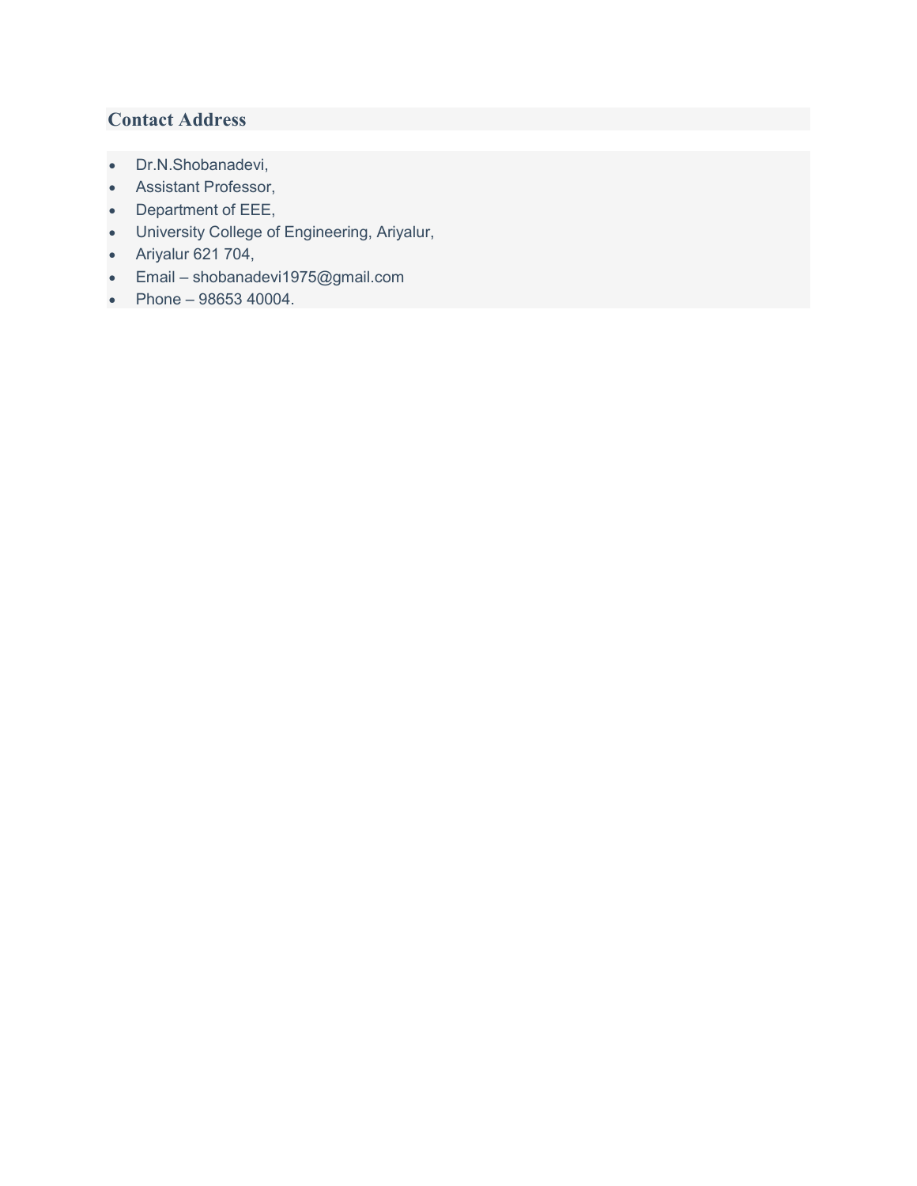## Contact Address

- Dr.N.Shobanadevi,
- Assistant Professor,
- Department of EEE,
- University College of Engineering, Ariyalur,
- Ariyalur 621 704,
- Email – shobanadevi1975@gmail.com
- Phone – 98653 40004.